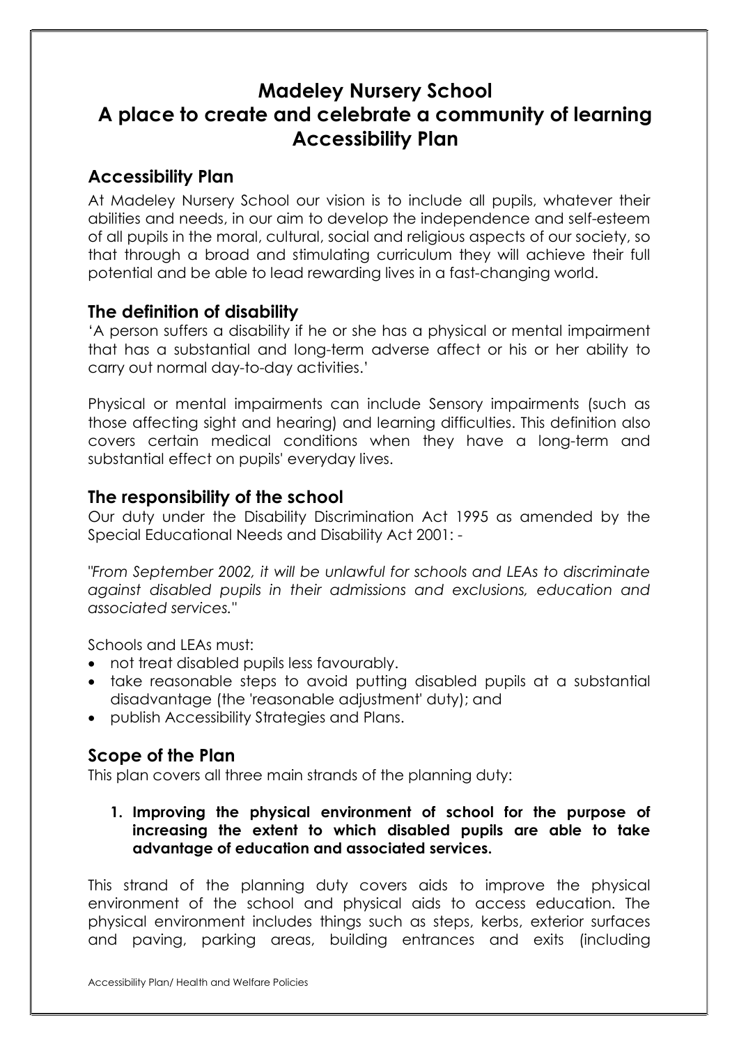# Madeley Nursery School
# A place to create and celebrate a community of learning
# Accessibility Plan

## Accessibility Plan

At Madeley Nursery School our vision is to include all pupils, whatever their abilities and needs, in our aim to develop the independence and self-esteem of all pupils in the moral, cultural, social and religious aspects of our society, so that through a broad and stimulating curriculum they will achieve their full potential and be able to lead rewarding lives in a fast-changing world.

## The definition of disability

'A person suffers a disability if he or she has a physical or mental impairment that has a substantial and long-term adverse affect or his or her ability to carry out normal day-to-day activities.'

Physical or mental impairments can include Sensory impairments (such as those affecting sight and hearing) and learning difficulties. This definition also covers certain medical conditions when they have a long-term and substantial effect on pupils' everyday lives.

## The responsibility of the school

Our duty under the Disability Discrimination Act 1995 as amended by the Special Educational Needs and Disability Act 2001: -

*"From September 2002, it will be unlawful for schools and LEAs to discriminate against disabled pupils in their admissions and exclusions, education and associated services."*

Schools and LEAs must:

- not treat disabled pupils less favourably.
- take reasonable steps to avoid putting disabled pupils at a substantial disadvantage (the 'reasonable adjustment' duty); and
- publish Accessibility Strategies and Plans.

## Scope of the Plan

This plan covers all three main strands of the planning duty:

1. **Improving the physical environment of school for the purpose of increasing the extent to which disabled pupils are able to take advantage of education and associated services.**

This strand of the planning duty covers aids to improve the physical environment of the school and physical aids to access education. The physical environment includes things such as steps, kerbs, exterior surfaces and paving, parking areas, building entrances and exits (including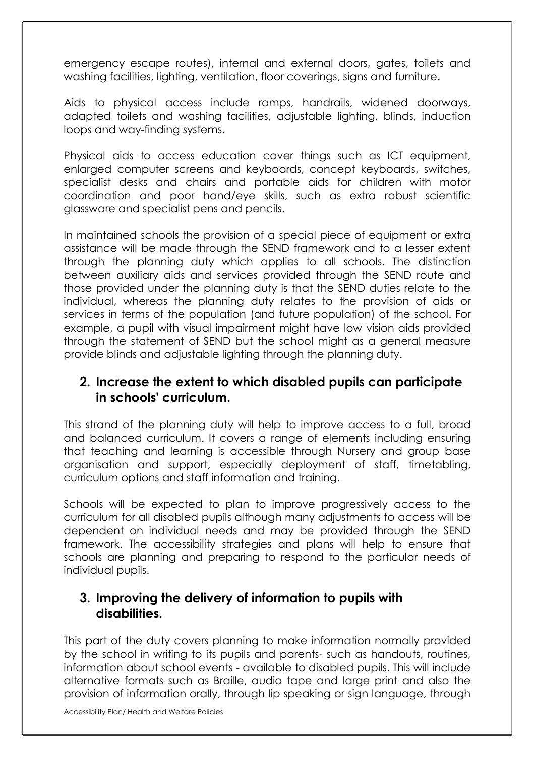emergency escape routes), internal and external doors, gates, toilets and washing facilities, lighting, ventilation, floor coverings, signs and furniture.

Aids to physical access include ramps, handrails, widened doorways, adapted toilets and washing facilities, adjustable lighting, blinds, induction loops and way-finding systems.

Physical aids to access education cover things such as ICT equipment, enlarged computer screens and keyboards, concept keyboards, switches, specialist desks and chairs and portable aids for children with motor coordination and poor hand/eye skills, such as extra robust scientific glassware and specialist pens and pencils.

In maintained schools the provision of a special piece of equipment or extra assistance will be made through the SEND framework and to a lesser extent through the planning duty which applies to all schools. The distinction between auxiliary aids and services provided through the SEND route and those provided under the planning duty is that the SEND duties relate to the individual, whereas the planning duty relates to the provision of aids or services in terms of the population (and future population) of the school. For example, a pupil with visual impairment might have low vision aids provided through the statement of SEND but the school might as a general measure provide blinds and adjustable lighting through the planning duty.

## 2. Increase the extent to which disabled pupils can participate in schools' curriculum.

This strand of the planning duty will help to improve access to a full, broad and balanced curriculum. It covers a range of elements including ensuring that teaching and learning is accessible through Nursery and group base organisation and support, especially deployment of staff, timetabling, curriculum options and staff information and training.

Schools will be expected to plan to improve progressively access to the curriculum for all disabled pupils although many adjustments to access will be dependent on individual needs and may be provided through the SEND framework. The accessibility strategies and plans will help to ensure that schools are planning and preparing to respond to the particular needs of individual pupils.

## 3. Improving the delivery of information to pupils with disabilities.

This part of the duty covers planning to make information normally provided by the school in writing to its pupils and parents- such as handouts, routines, information about school events - available to disabled pupils. This will include alternative formats such as Braille, audio tape and large print and also the provision of information orally, through lip speaking or sign language, through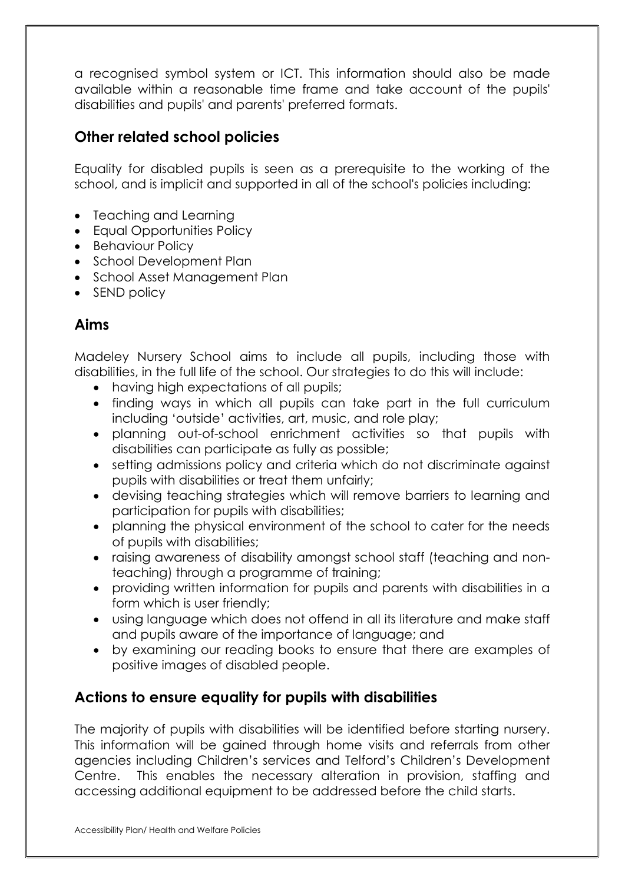a recognised symbol system or ICT. This information should also be made available within a reasonable time frame and take account of the pupils' disabilities and pupils' and parents' preferred formats.

## Other related school policies

Equality for disabled pupils is seen as a prerequisite to the working of the school, and is implicit and supported in all of the school's policies including:

- Teaching and Learning
- Equal Opportunities Policy
- Behaviour Policy
- School Development Plan
- School Asset Management Plan
- SEND policy

## Aims

Madeley Nursery School aims to include all pupils, including those with disabilities, in the full life of the school. Our strategies to do this will include:

- having high expectations of all pupils;
- finding ways in which all pupils can take part in the full curriculum including 'outside' activities, art, music, and role play;
- planning out-of-school enrichment activities so that pupils with disabilities can participate as fully as possible;
- setting admissions policy and criteria which do not discriminate against pupils with disabilities or treat them unfairly;
- devising teaching strategies which will remove barriers to learning and participation for pupils with disabilities;
- planning the physical environment of the school to cater for the needs of pupils with disabilities;
- raising awareness of disability amongst school staff (teaching and non-teaching) through a programme of training;
- providing written information for pupils and parents with disabilities in a form which is user friendly;
- using language which does not offend in all its literature and make staff and pupils aware of the importance of language; and
- by examining our reading books to ensure that there are examples of positive images of disabled people.

## Actions to ensure equality for pupils with disabilities

The majority of pupils with disabilities will be identified before starting nursery. This information will be gained through home visits and referrals from other agencies including Children's services and Telford's Children's Development Centre. This enables the necessary alteration in provision, staffing and accessing additional equipment to be addressed before the child starts.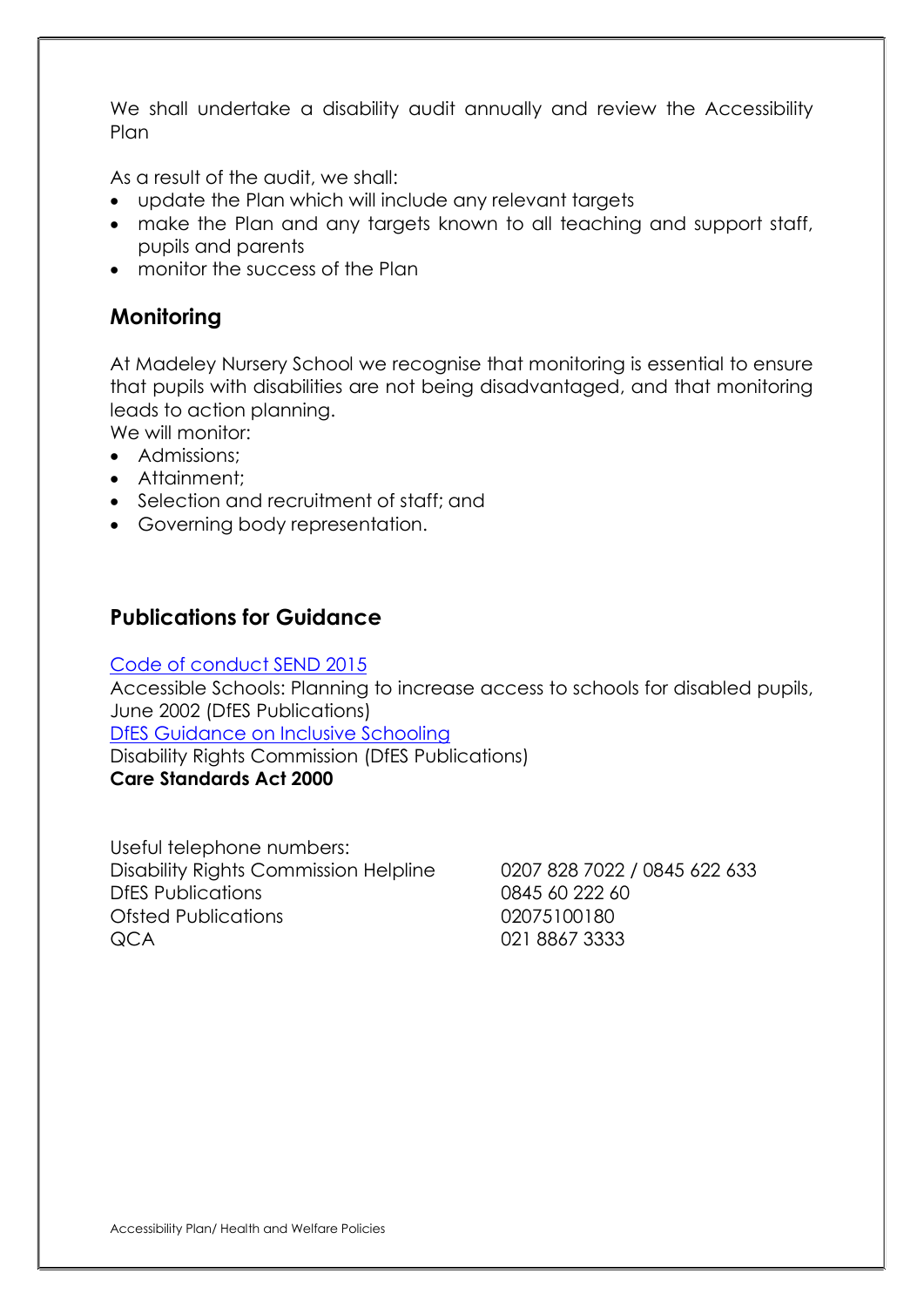We shall undertake a disability audit annually and review the Accessibility Plan

As a result of the audit, we shall:

- update the Plan which will include any relevant targets
- make the Plan and any targets known to all teaching and support staff, pupils and parents
- monitor the success of the Plan

## Monitoring

At Madeley Nursery School we recognise that monitoring is essential to ensure that pupils with disabilities are not being disadvantaged, and that monitoring leads to action planning.

We will monitor:

- Admissions;
- Attainment;
- Selection and recruitment of staff; and
- Governing body representation.

## Publications for Guidance

Code of conduct SEND 2015

Accessible Schools: Planning to increase access to schools for disabled pupils, June 2002 (DfES Publications)

DfES Guidance on Inclusive Schooling

Disability Rights Commission (DfES Publications)

**Care Standards Act 2000**

Useful telephone numbers:

| | |
|---|---|
| Disability Rights Commission Helpline | 0207 828 7022 / 0845 622 633 |
| DfES Publications | 0845 60 222 60 |
| Ofsted Publications | 02075100180 |
| QCA | 021 8867 3333 |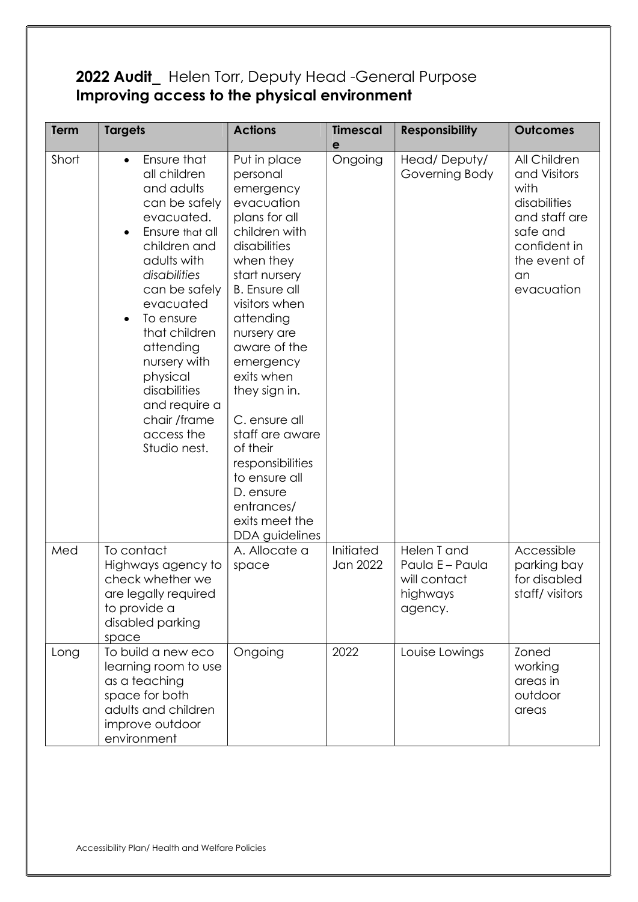**2022 Audit**_ Helen Torr, Deputy Head -General Purpose
**Improving access to the physical environment**

| Term | Targets | Actions | Timescale | Responsibility | Outcomes |
|---|---|---|---|---|---|
| Short | • Ensure that all children and adults can be safely evacuated. <br>• Ensure that all children and adults with *disabilities* can be safely evacuated <br>• To ensure that children attending nursery with physical disabilities and require a chair /frame access the Studio nest. | Put in place personal emergency evacuation plans for all children with disabilities when they start nursery B. Ensure all visitors when attending nursery are aware of the emergency exits when they sign in.<br><br>C. ensure all staff are aware of their responsibilities to ensure all D. ensure entrances/ exits meet the DDA guidelines | Ongoing | Head/ Deputy/ Governing Body | All Children and Visitors with disabilities and staff are safe and confident in the event of an evacuation |
| Med | To contact Highways agency to check whether we are legally required to provide a disabled parking space | A. Allocate a space | Initiated Jan 2022 | Helen T and Paula E – Paula will contact highways agency. | Accessible parking bay for disabled staff/ visitors |
| Long | To build a new eco learning room to use as a teaching space for both adults and children improve outdoor environment | Ongoing | 2022 | Louise Lowings | Zoned working areas in outdoor areas |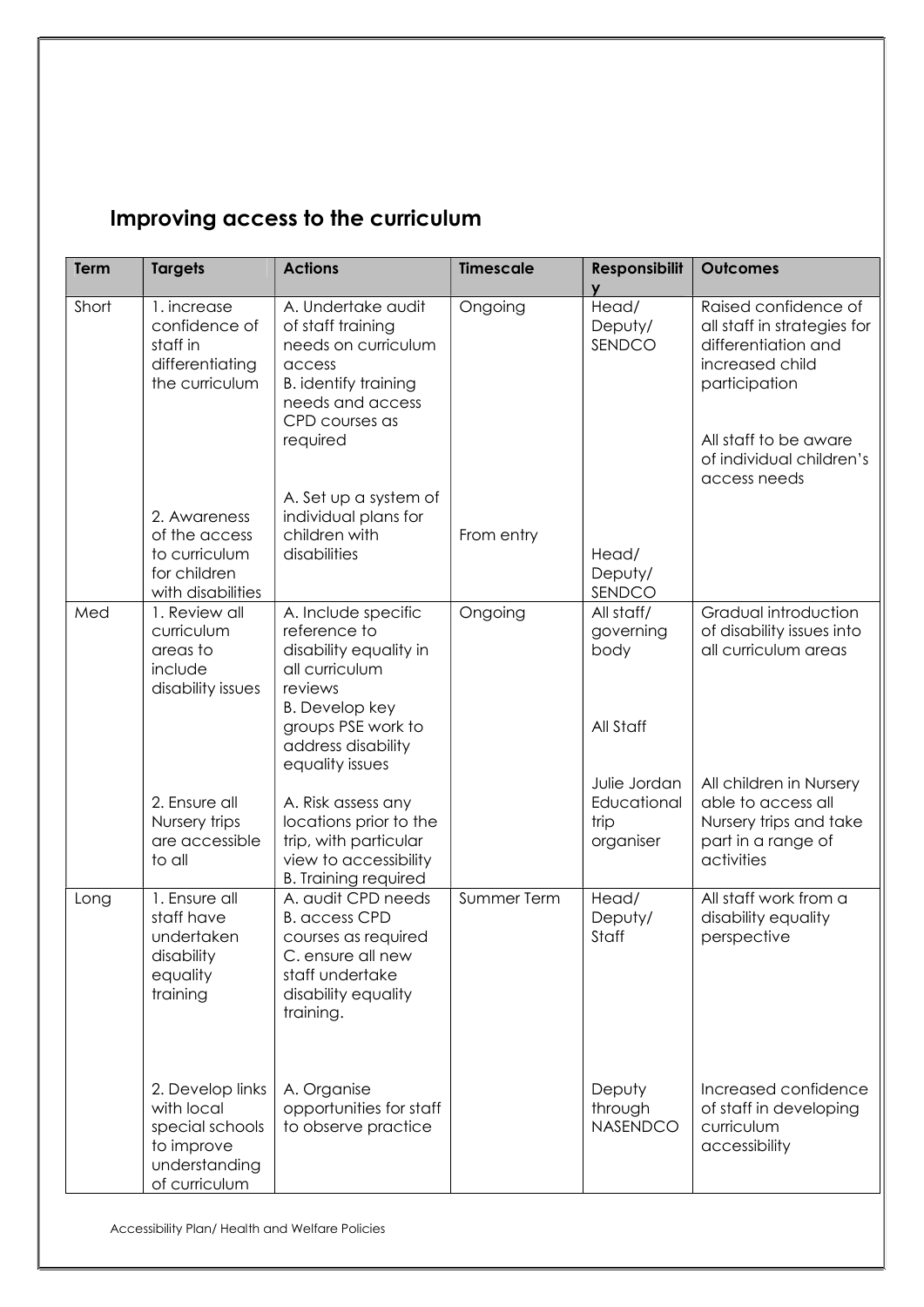## Improving access to the curriculum

| Term | Targets | Actions | Timescale | Responsibility | Outcomes |
|---|---|---|---|---|---|
| Short | 1. increase confidence of staff in differentiating the curriculum | A. Undertake audit of staff training needs on curriculum access<br>B. identify training needs and access CPD courses as required | Ongoing | Head/ Deputy/ SENDCO | Raised confidence of all staff in strategies for differentiation and increased child participation<br><br>All staff to be aware of individual children's access needs |
| | 2. Awareness of the access to curriculum for children with disabilities | A. Set up a system of individual plans for children with disabilities | From entry | Head/ Deputy/ SENDCO | |
| Med | 1. Review all curriculum areas to include disability issues | A. Include specific reference to disability equality in all curriculum reviews<br>B. Develop key groups PSE work to address disability equality issues | Ongoing | All staff/ governing body<br><br>All Staff | Gradual introduction of disability issues into all curriculum areas |
| | 2. Ensure all Nursery trips are accessible to all | A. Risk assess any locations prior to the trip, with particular view to accessibility<br>B. Training required | | Julie Jordan Educational trip organiser | All children in Nursery able to access all Nursery trips and take part in a range of activities |
| Long | 1. Ensure all staff have undertaken disability equality training | A. audit CPD needs<br>B. access CPD courses as required<br>C. ensure all new staff undertake disability equality training. | Summer Term | Head/ Deputy/ Staff | All staff work from a disability equality perspective |
| | 2. Develop links with local special schools to improve understanding of curriculum | A. Organise opportunities for staff to observe practice | | Deputy through NASENDCO | Increased confidence of staff in developing curriculum accessibility |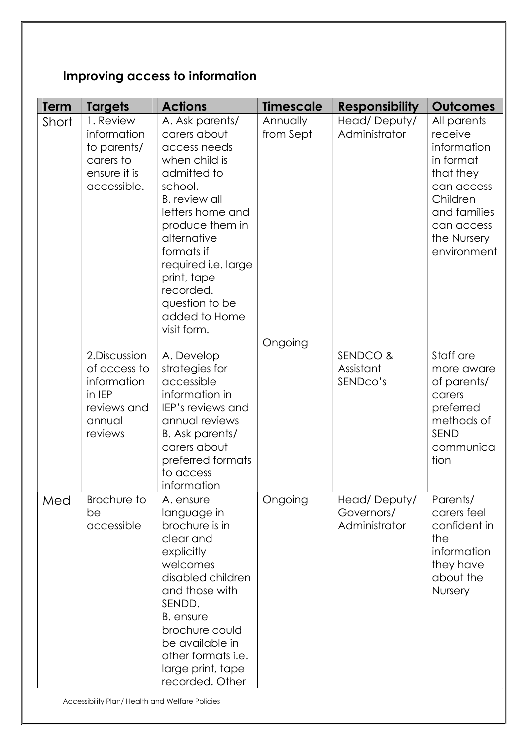## Improving access to information

| Term | Targets | Actions | Timescale | Responsibility | Outcomes |
|---|---|---|---|---|---|
| Short | 1. Review information to parents/ carers to ensure it is accessible. | A. Ask parents/ carers about access needs when child is admitted to school. B. review all letters home and produce them in alternative formats if required i.e. large print, tape recorded. question to be added to Home visit form. | Annually from Sept | Head/ Deputy/ Administrator | All parents receive information in format that they can access Children and families can access the Nursery environment |
| | 2.Discussion of access to information in IEP reviews and annual reviews | A. Develop strategies for accessible information in IEP's reviews and annual reviews B. Ask parents/ carers about preferred formats to access information | Ongoing | SENDCO & Assistant SENDco's | Staff are more aware of parents/ carers preferred methods of SEND communication |
| Med | Brochure to be accessible | A. ensure language in brochure is in clear and explicitly welcomes disabled children and those with SENDD. B. ensure brochure could be available in other formats i.e. large print, tape recorded. Other | Ongoing | Head/ Deputy/ Governors/ Administrator | Parents/ carers feel confident in the information they have about the Nursery |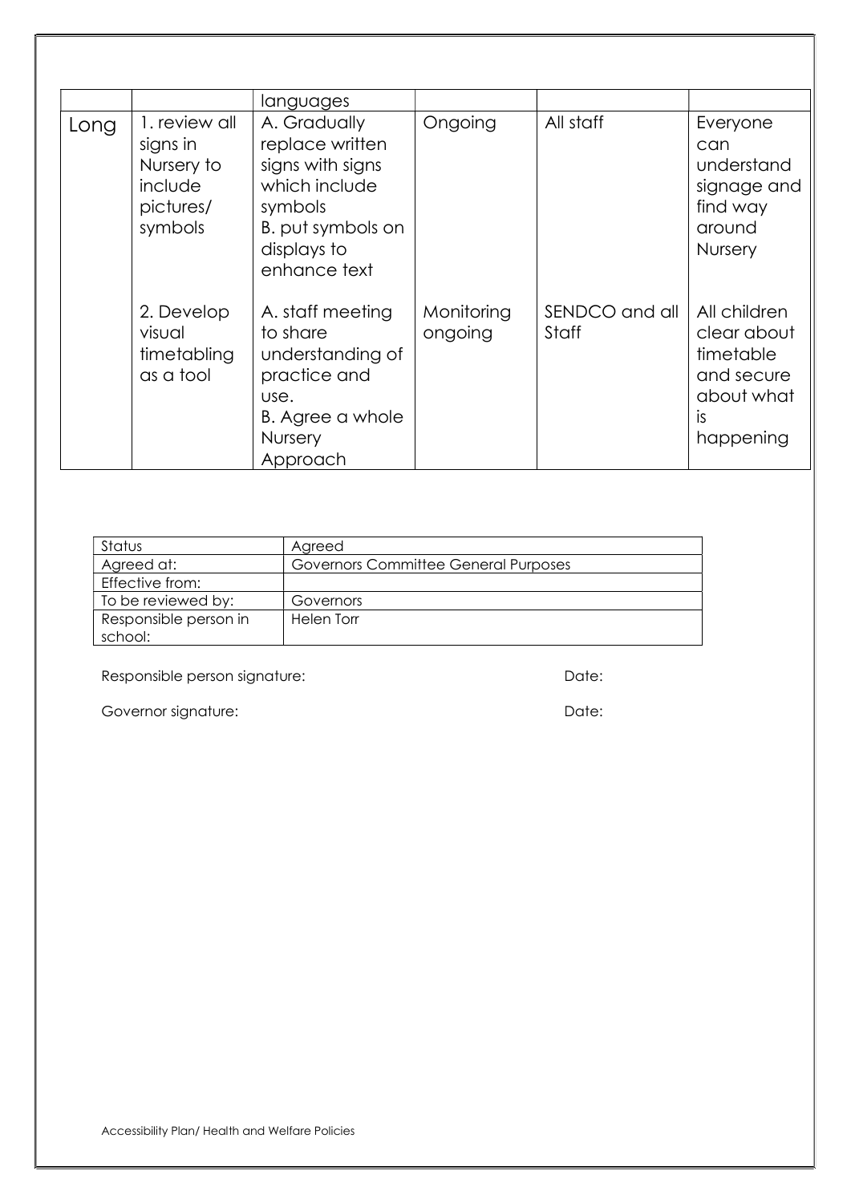| | | | | | |
|---|---|---|---|---|---|
| | | languages | | | |
| Long | 1. review all signs in Nursery to include pictures/ symbols | A. Gradually replace written signs with signs which include symbols<br>B. put symbols on displays to enhance text | Ongoing | All staff | Everyone can understand signage and find way around Nursery |
| | 2. Develop visual timetabling as a tool | A. staff meeting to share understanding of practice and use.<br>B. Agree a whole Nursery Approach | Monitoring ongoing | SENDCO and all Staff | All children clear about timetable and secure about what is happening |

| | |
|---|---|
| Status | Agreed |
| Agreed at: | Governors Committee General Purposes |
| Effective from: | |
| To be reviewed by: | Governors |
| Responsible person in school: | Helen Torr |

Responsible person signature: Date:

Governor signature: Date: